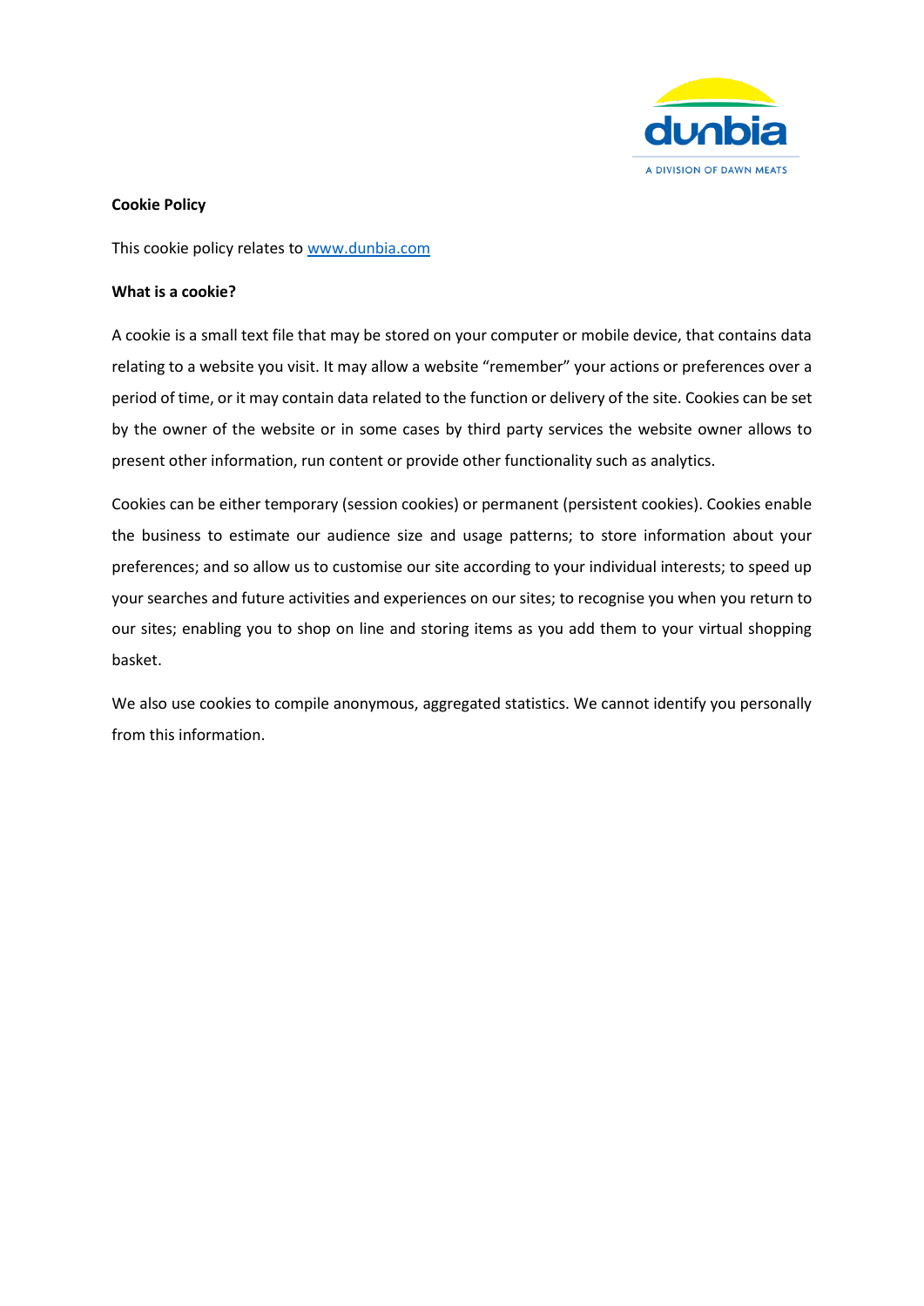**Cookie Policy**

This cookie policy relates to [www.dunbia.com](http://www.dunbia.com)

**What is a cookie?**

A cookie is a small text file that may be stored on your computer or mobile device, that contains data relating to a website you visit. It may allow a website "remember" your actions or preferences over a period of time, or it may contain data related to the function or delivery of the site. Cookies can be set by the owner of the website or in some cases by third party services the website owner allows to present other information, run content or provide other functionality such as analytics.

Cookies can be either temporary (session cookies) or permanent (persistent cookies). Cookies enable the business to estimate our audience size and usage patterns; to store information about your preferences; and so allow us to customise our site according to your individual interests; to speed up your searches and future activities and experiences on our sites; to recognise you when you return to our sites; enabling you to shop on line and storing items as you add them to your virtual shopping basket.

We also use cookies to compile anonymous, aggregated statistics. We cannot identify you personally from this information.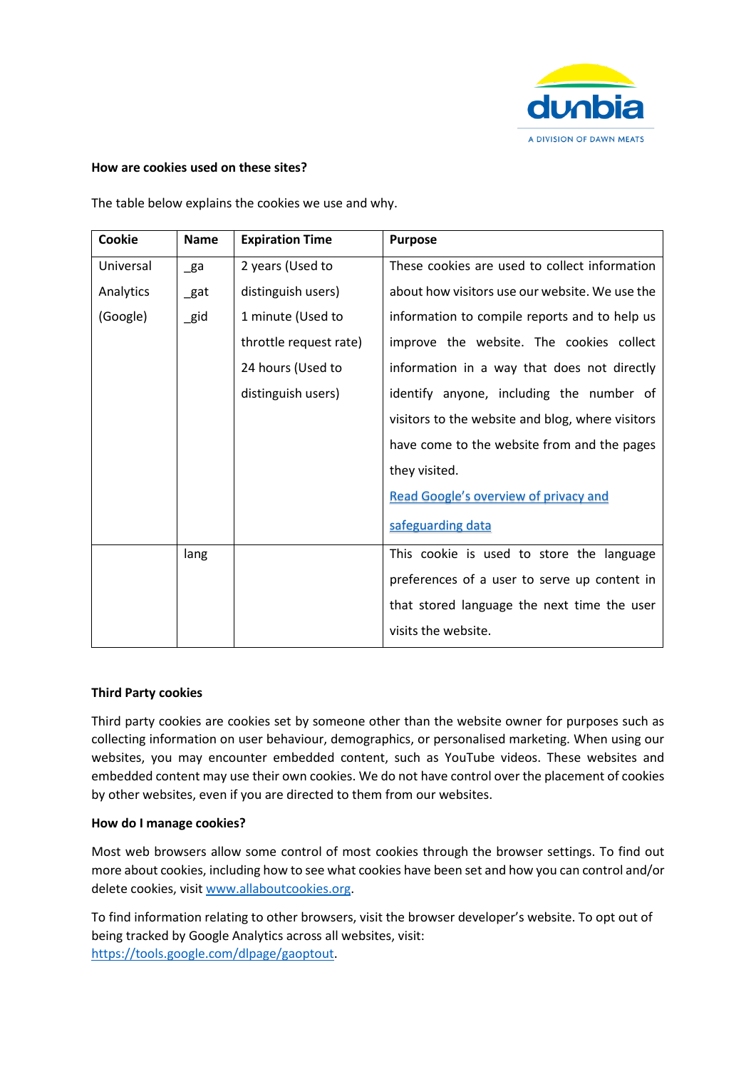**How are cookies used on these sites?**

The table below explains the cookies we use and why.

| Cookie | Name | Expiration Time | Purpose |
|---|---|---|---|
| Universal Analytics (Google) | _ga<br>_gat<br>_gid | 2 years (Used to distinguish users)<br>1 minute (Used to throttle request rate)<br>24 hours (Used to distinguish users) | These cookies are used to collect information about how visitors use our website. We use the information to compile reports and to help us improve the website. The cookies collect information in a way that does not directly identify anyone, including the number of visitors to the website and blog, where visitors have come to the website from and the pages they visited.<br>[Read Google's overview of privacy and safeguarding data] |
| | lang | | This cookie is used to store the language preferences of a user to serve up content in that stored language the next time the user visits the website. |

**Third Party cookies**

Third party cookies are cookies set by someone other than the website owner for purposes such as collecting information on user behaviour, demographics, or personalised marketing. When using our websites, you may encounter embedded content, such as YouTube videos. These websites and embedded content may use their own cookies. We do not have control over the placement of cookies by other websites, even if you are directed to them from our websites.

**How do I manage cookies?**

Most web browsers allow some control of most cookies through the browser settings. To find out more about cookies, including how to see what cookies have been set and how you can control and/or delete cookies, visit www.allaboutcookies.org.

To find information relating to other browsers, visit the browser developer's website. To opt out of being tracked by Google Analytics across all websites, visit: https://tools.google.com/dlpage/gaoptout.